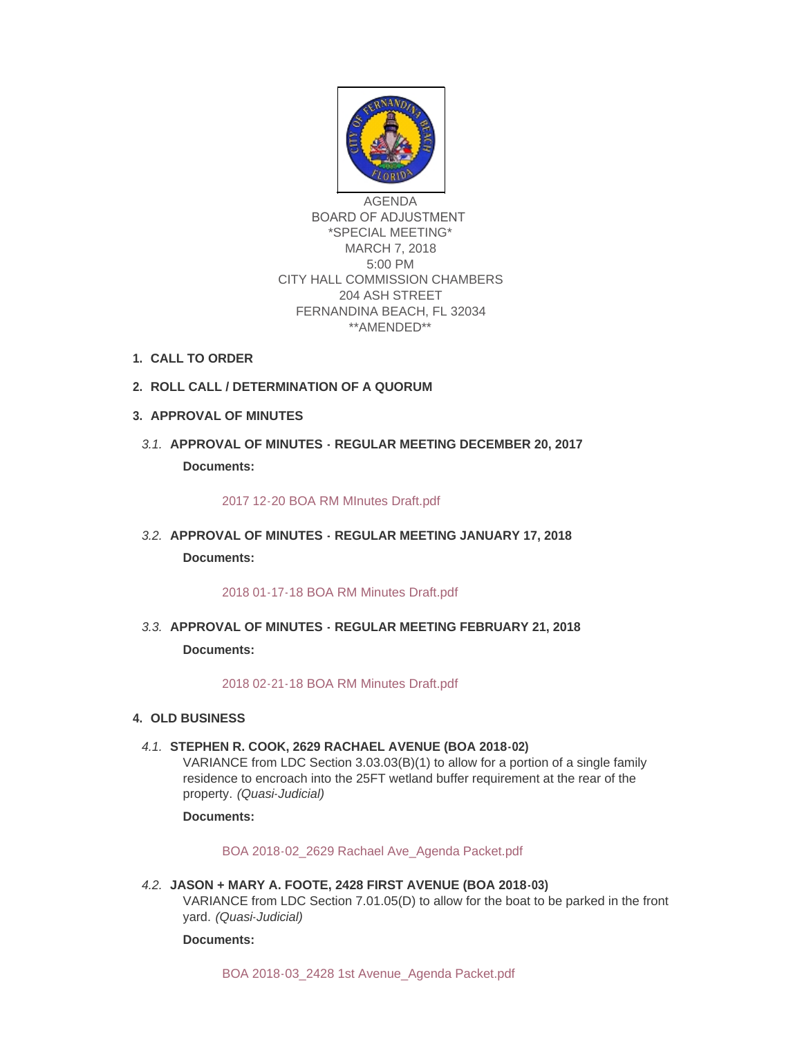AGENDA
BOARD OF ADJUSTMENT
*SPECIAL MEETING*
MARCH 7, 2018
5:00 PM
CITY HALL COMMISSION CHAMBERS
204 ASH STREET
FERNANDINA BEACH, FL 32034
**AMENDED**

1. **CALL TO ORDER**

2. **ROLL CALL / DETERMINATION OF A QUORUM**

3. **APPROVAL OF MINUTES**

   *3.1.* **APPROVAL OF MINUTES - REGULAR MEETING DECEMBER 20, 2017**

   **Documents:**

   2017 12-20 BOA RM MInutes Draft.pdf

   *3.2.* **APPROVAL OF MINUTES - REGULAR MEETING JANUARY 17, 2018**

   **Documents:**

   2018 01-17-18 BOA RM Minutes Draft.pdf

   *3.3.* **APPROVAL OF MINUTES - REGULAR MEETING FEBRUARY 21, 2018**

   **Documents:**

   2018 02-21-18 BOA RM Minutes Draft.pdf

4. **OLD BUSINESS**

   *4.1.* **STEPHEN R. COOK, 2629 RACHAEL AVENUE (BOA 2018-02)**
   VARIANCE from LDC Section 3.03.03(B)(1) to allow for a portion of a single family residence to encroach into the 25FT wetland buffer requirement at the rear of the property. *(Quasi-Judicial)*

   **Documents:**

   BOA 2018-02_2629 Rachael Ave_Agenda Packet.pdf

   *4.2.* **JASON + MARY A. FOOTE, 2428 FIRST AVENUE (BOA 2018-03)**
   VARIANCE from LDC Section 7.01.05(D) to allow for the boat to be parked in the front yard. *(Quasi-Judicial)*

   **Documents:**

   BOA 2018-03_2428 1st Avenue_Agenda Packet.pdf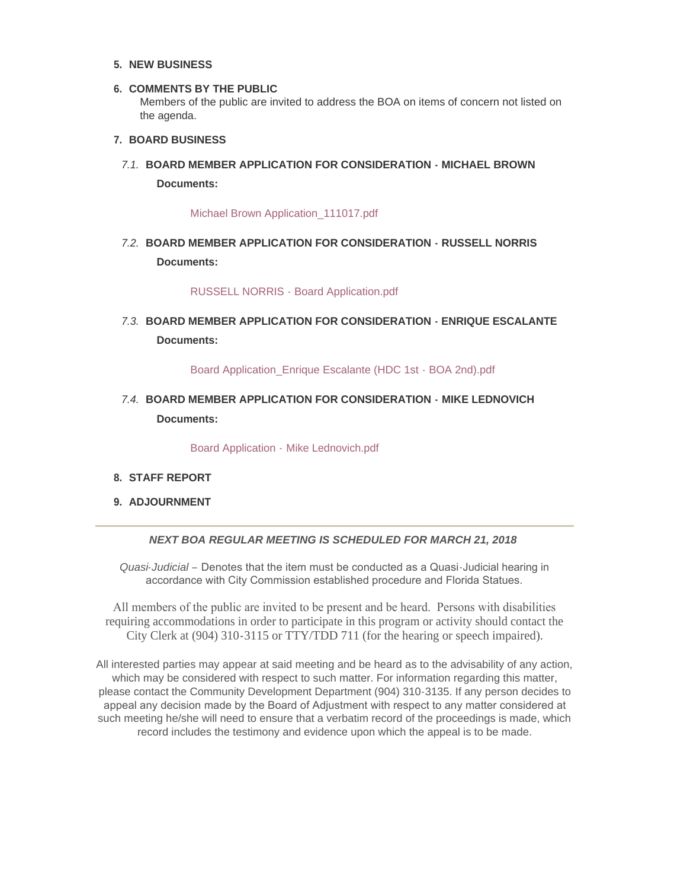5. **NEW BUSINESS**

6. **COMMENTS BY THE PUBLIC**

   Members of the public are invited to address the BOA on items of concern not listed on the agenda.

7. **BOARD BUSINESS**

   *7.1.* **BOARD MEMBER APPLICATION FOR CONSIDERATION - MICHAEL BROWN**

   **Documents:**

   Michael Brown Application_111017.pdf

   *7.2.* **BOARD MEMBER APPLICATION FOR CONSIDERATION - RUSSELL NORRIS**

   **Documents:**

   RUSSELL NORRIS - Board Application.pdf

   *7.3.* **BOARD MEMBER APPLICATION FOR CONSIDERATION - ENRIQUE ESCALANTE**

   **Documents:**

   Board Application_Enrique Escalante (HDC 1st - BOA 2nd).pdf

   *7.4.* **BOARD MEMBER APPLICATION FOR CONSIDERATION - MIKE LEDNOVICH**

   **Documents:**

   Board Application - Mike Lednovich.pdf

8. **STAFF REPORT**

9. **ADJOURNMENT**

---

***NEXT BOA REGULAR MEETING IS SCHEDULED FOR MARCH 21, 2018***

*Quasi-Judicial* – Denotes that the item must be conducted as a Quasi-Judicial hearing in accordance with City Commission established procedure and Florida Statues.

All members of the public are invited to be present and be heard. Persons with disabilities requiring accommodations in order to participate in this program or activity should contact the City Clerk at (904) 310-3115 or TTY/TDD 711 (for the hearing or speech impaired).

All interested parties may appear at said meeting and be heard as to the advisability of any action, which may be considered with respect to such matter. For information regarding this matter, please contact the Community Development Department (904) 310-3135. If any person decides to appeal any decision made by the Board of Adjustment with respect to any matter considered at such meeting he/she will need to ensure that a verbatim record of the proceedings is made, which record includes the testimony and evidence upon which the appeal is to be made.